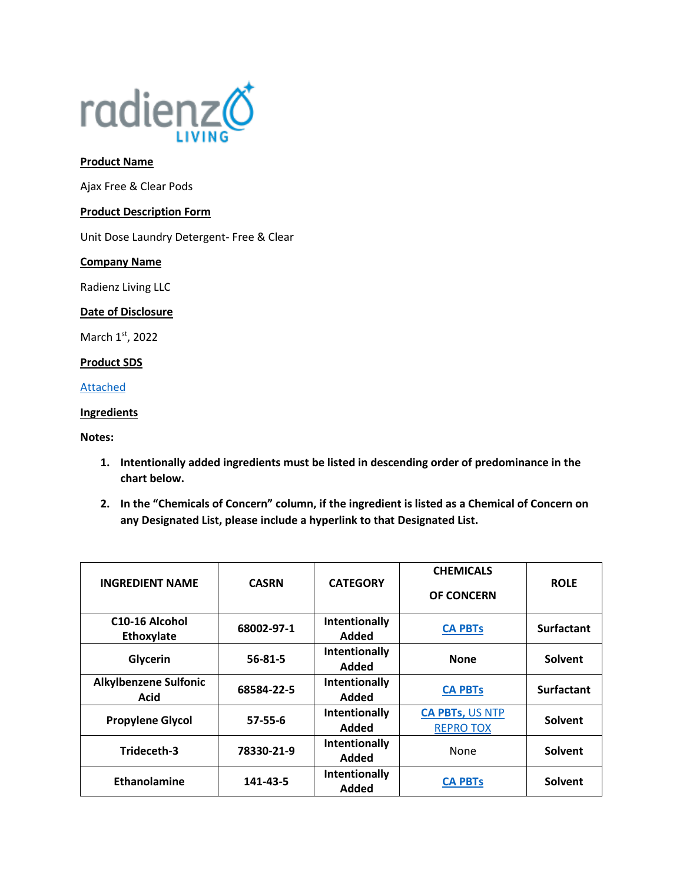radienz LIVING

**Product Name**

Ajax Free & Clear Pods

**Product Description Form**

Unit Dose Laundry Detergent- Free & Clear

**Company Name**

Radienz Living LLC

**Date of Disclosure**

March 1st, 2022

**Product SDS**

Attached

**Ingredients**

**Notes:**

1. **Intentionally added ingredients must be listed in descending order of predominance in the chart below.**
2. **In the "Chemicals of Concern" column, if the ingredient is listed as a Chemical of Concern on any Designated List, please include a hyperlink to that Designated List.**

| INGREDIENT NAME | CASRN | CATEGORY | CHEMICALS OF CONCERN | ROLE |
|---|---|---|---|---|
| **C10-16 Alcohol Ethoxylate** | **68002-97-1** | **Intentionally Added** | **CA PBTs** | **Surfactant** |
| **Glycerin** | **56-81-5** | **Intentionally Added** | **None** | **Solvent** |
| **Alkylbenzene Sulfonic Acid** | **68584-22-5** | **Intentionally Added** | **CA PBTs** | **Surfactant** |
| **Propylene Glycol** | **57-55-6** | **Intentionally Added** | **CA PBTs,** US NTP REPRO TOX | **Solvent** |
| **Trideceth-3** | **78330-21-9** | **Intentionally Added** | None | **Solvent** |
| **Ethanolamine** | **141-43-5** | **Intentionally Added** | **CA PBTs** | **Solvent** |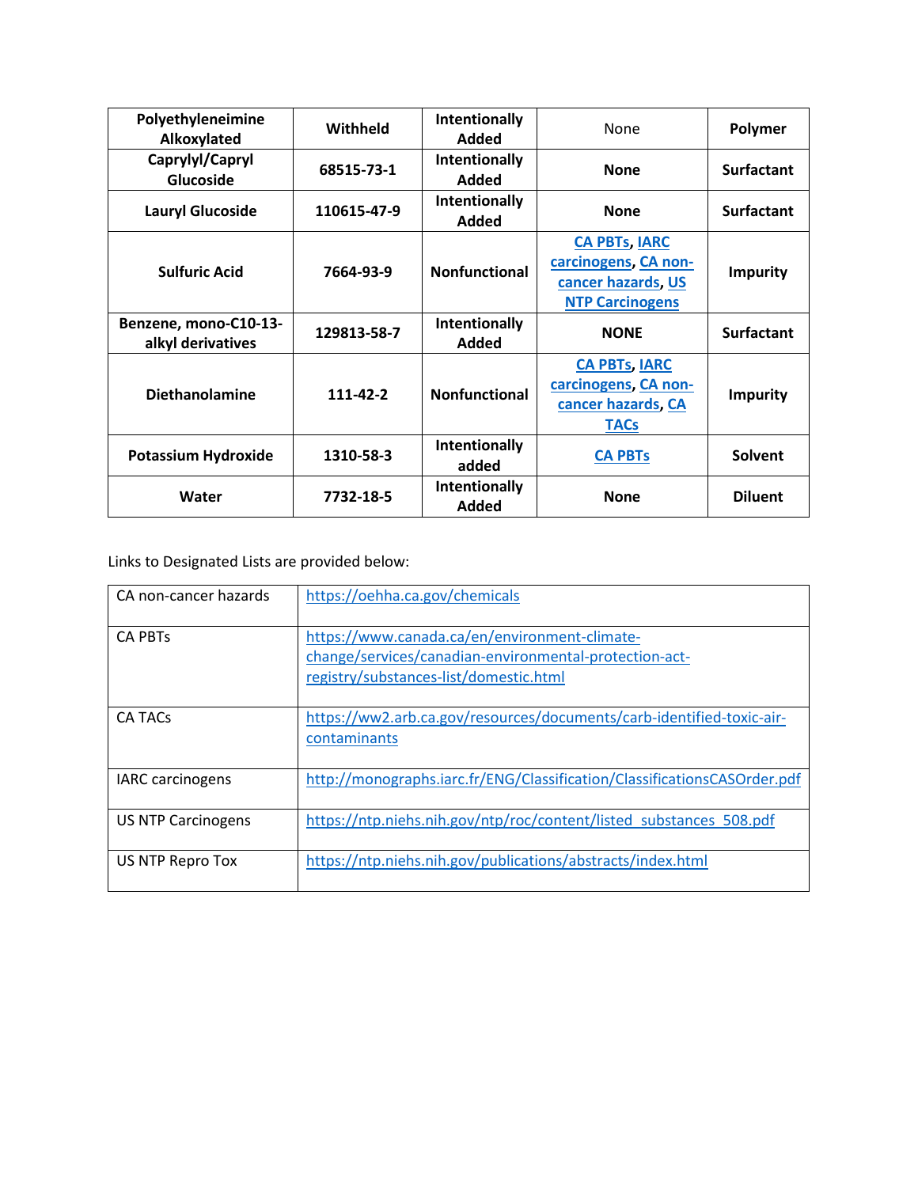| | | | | |
|---|---|---|---|---|
| **Polyethyleneimine Alkoxylated** | **Withheld** | **Intentionally Added** | None | **Polymer** |
| **Caprylyl/Capryl Glucoside** | **68515-73-1** | **Intentionally Added** | **None** | **Surfactant** |
| **Lauryl Glucoside** | **110615-47-9** | **Intentionally Added** | **None** | **Surfactant** |
| **Sulfuric Acid** | **7664-93-9** | **Nonfunctional** | **CA PBTs, IARC carcinogens, CA non-cancer hazards, US NTP Carcinogens** | **Impurity** |
| **Benzene, mono-C10-13-alkyl derivatives** | **129813-58-7** | **Intentionally Added** | **NONE** | **Surfactant** |
| **Diethanolamine** | **111-42-2** | **Nonfunctional** | **CA PBTs, IARC carcinogens, CA non-cancer hazards, CA TACs** | **Impurity** |
| **Potassium Hydroxide** | **1310-58-3** | **Intentionally added** | **CA PBTs** | **Solvent** |
| **Water** | **7732-18-5** | **Intentionally Added** | **None** | **Diluent** |

Links to Designated Lists are provided below:

| | |
|---|---|
| CA non-cancer hazards | https://oehha.ca.gov/chemicals |
| CA PBTs | https://www.canada.ca/en/environment-climate-change/services/canadian-environmental-protection-act-registry/substances-list/domestic.html |
| CA TACs | https://ww2.arb.ca.gov/resources/documents/carb-identified-toxic-air-contaminants |
| IARC carcinogens | http://monographs.iarc.fr/ENG/Classification/ClassificationsCASOrder.pdf |
| US NTP Carcinogens | https://ntp.niehs.nih.gov/ntp/roc/content/listed_substances_508.pdf |
| US NTP Repro Tox | https://ntp.niehs.nih.gov/publications/abstracts/index.html |